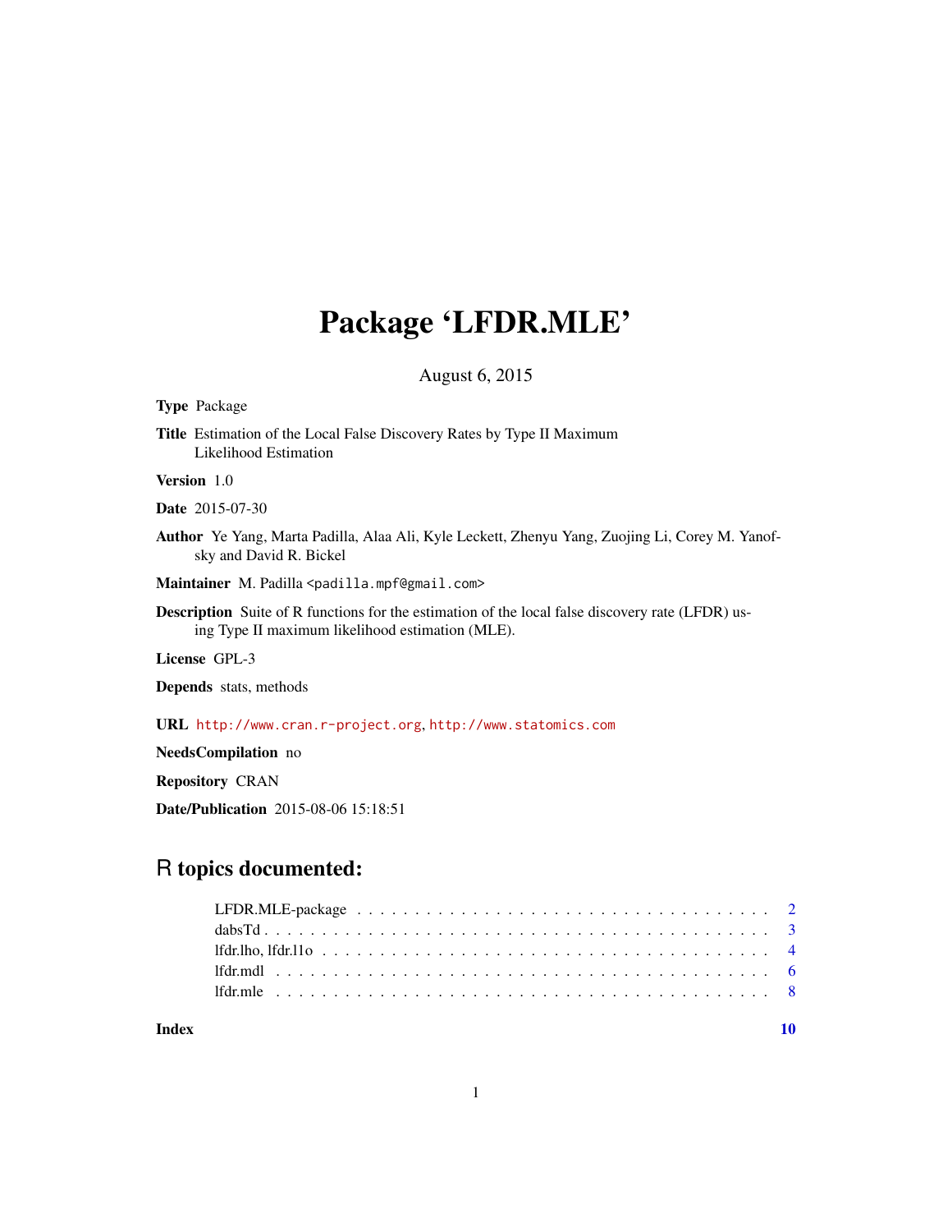# Package 'LFDR.MLE'

August 6, 2015

**Type** Package

**Title** Estimation of the Local False Discovery Rates by Type II Maximum Likelihood Estimation

**Version** 1.0

**Date** 2015-07-30

**Author** Ye Yang, Marta Padilla, Alaa Ali, Kyle Leckett, Zhenyu Yang, Zuojing Li, Corey M. Yanofsky and David R. Bickel

**Maintainer** M. Padilla <padilla.mpf@gmail.com>

**Description** Suite of R functions for the estimation of the local false discovery rate (LFDR) using Type II maximum likelihood estimation (MLE).

**License** GPL-3

**Depends** stats, methods

**URL** http://www.cran.r-project.org, http://www.statomics.com

**NeedsCompilation** no

**Repository** CRAN

**Date/Publication** 2015-08-06 15:18:51

## R topics documented:

| | |
|---|---|
| LFDR.MLE-package | 2 |
| dabsTd | 3 |
| lfdr.lho, lfdr.l1o | 4 |
| lfdr.mdl | 6 |
| lfdr.mle | 8 |
| **Index** | **10** |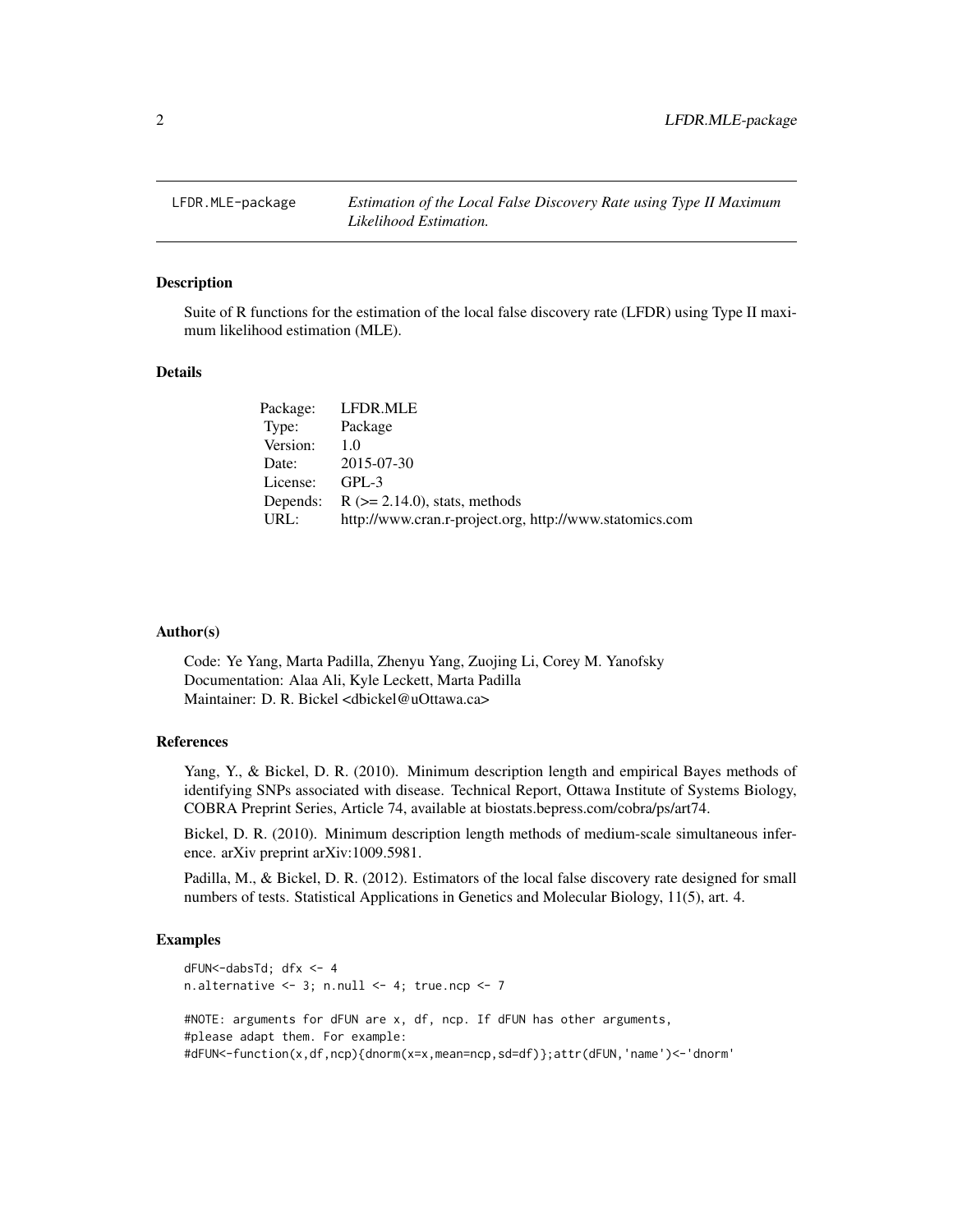# LFDR.MLE-package — *Estimation of the Local False Discovery Rate using Type II Maximum Likelihood Estimation.*

## Description

Suite of R functions for the estimation of the local false discovery rate (LFDR) using Type II maximum likelihood estimation (MLE).

## Details

| | |
|---|---|
| Package: | LFDR.MLE |
| Type: | Package |
| Version: | 1.0 |
| Date: | 2015-07-30 |
| License: | GPL-3 |
| Depends: | R (>= 2.14.0), stats, methods |
| URL: | http://www.cran.r-project.org, http://www.statomics.com |

## Author(s)

Code: Ye Yang, Marta Padilla, Zhenyu Yang, Zuojing Li, Corey M. Yanofsky
Documentation: Alaa Ali, Kyle Leckett, Marta Padilla
Maintainer: D. R. Bickel <dbickel@uOttawa.ca>

## References

Yang, Y., & Bickel, D. R. (2010). Minimum description length and empirical Bayes methods of identifying SNPs associated with disease. Technical Report, Ottawa Institute of Systems Biology, COBRA Preprint Series, Article 74, available at biostats.bepress.com/cobra/ps/art74.

Bickel, D. R. (2010). Minimum description length methods of medium-scale simultaneous inference. arXiv preprint arXiv:1009.5981.

Padilla, M., & Bickel, D. R. (2012). Estimators of the local false discovery rate designed for small numbers of tests. Statistical Applications in Genetics and Molecular Biology, 11(5), art. 4.

## Examples

```
dFUN<-dabsTd; dfx <- 4
n.alternative <- 3; n.null <- 4; true.ncp <- 7

#NOTE: arguments for dFUN are x, df, ncp. If dFUN has other arguments,
#please adapt them. For example:
#dFUN<-function(x,df,ncp){dnorm(x=x,mean=ncp,sd=df)};attr(dFUN,'name')<-'dnorm'
```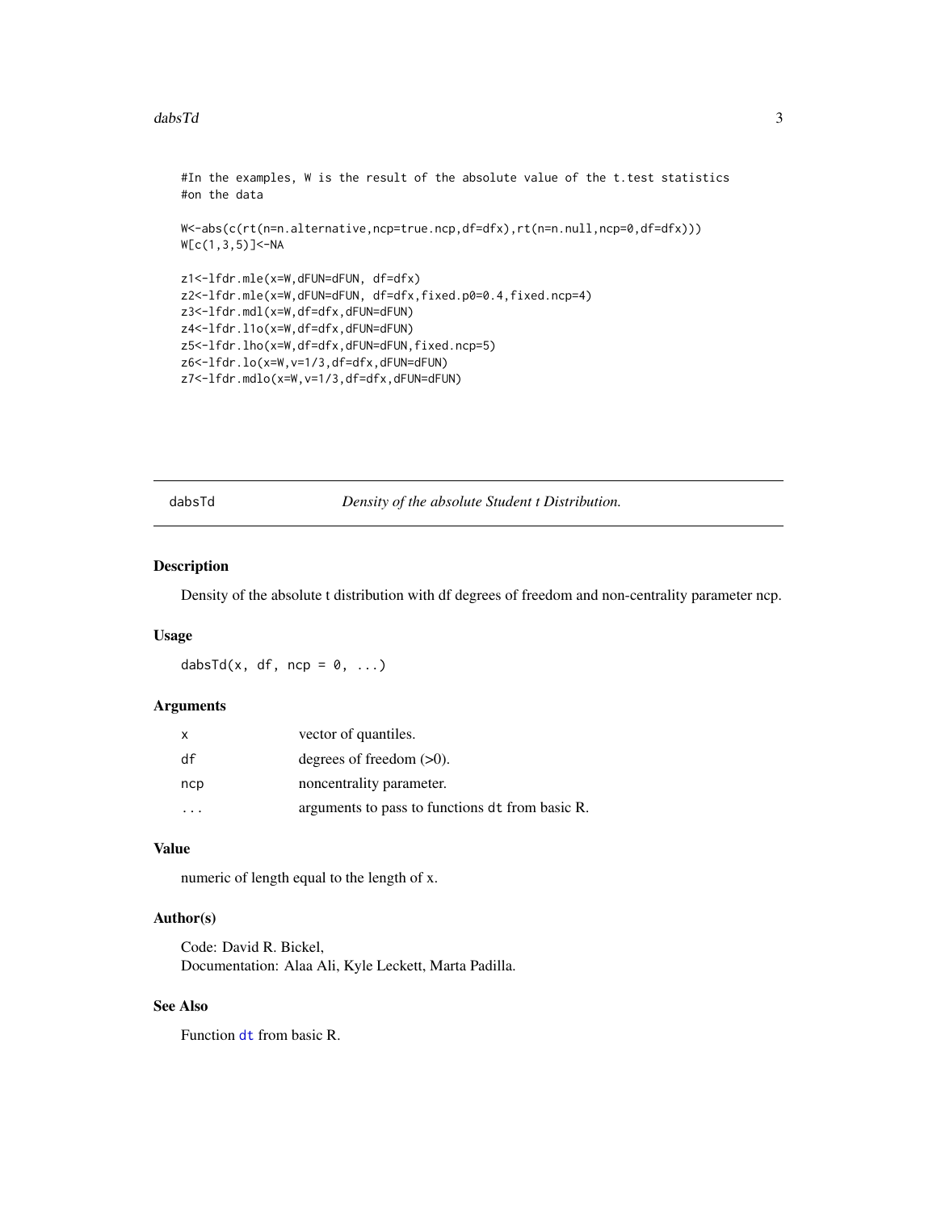```
#In the examples, W is the result of the absolute value of the t.test statistics
#on the data

W<-abs(c(rt(n=n.alternative,ncp=true.ncp,df=dfx),rt(n=n.null,ncp=0,df=dfx)))
W[c(1,3,5)]<-NA

z1<-lfdr.mle(x=W,dFUN=dFUN, df=dfx)
z2<-lfdr.mle(x=W,dFUN=dFUN, df=dfx,fixed.p0=0.4,fixed.ncp=4)
z3<-lfdr.mdl(x=W,df=dfx,dFUN=dFUN)
z4<-lfdr.l1o(x=W,df=dfx,dFUN=dFUN)
z5<-lfdr.lho(x=W,df=dfx,dFUN=dFUN,fixed.ncp=5)
z6<-lfdr.lo(x=W,v=1/3,df=dfx,dFUN=dFUN)
z7<-lfdr.mdlo(x=W,v=1/3,df=dfx,dFUN=dFUN)
```

---

## dabsTd — *Density of the absolute Student t Distribution.*

### Description

Density of the absolute t distribution with df degrees of freedom and non-centrality parameter ncp.

### Usage

```
dabsTd(x, df, ncp = 0, ...)
```

### Arguments

| | |
|---|---|
| x | vector of quantiles. |
| df | degrees of freedom (>0). |
| ncp | noncentrality parameter. |
| ... | arguments to pass to functions `dt` from basic R. |

### Value

numeric of length equal to the length of x.

### Author(s)

Code: David R. Bickel,
Documentation: Alaa Ali, Kyle Leckett, Marta Padilla.

### See Also

Function `dt` from basic R.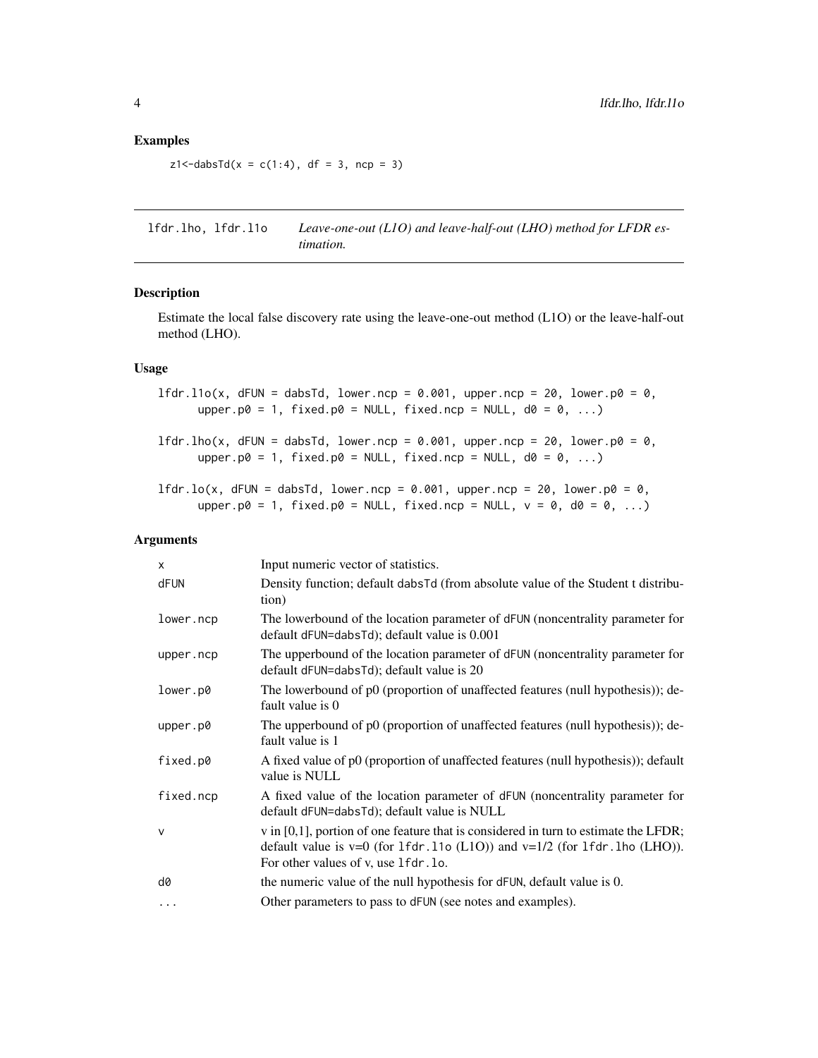### Examples

```
z1<-dabsTd(x = c(1:4), df = 3, ncp = 3)
```

---

## lfdr.lho, lfdr.l1o — *Leave-one-out (L1O) and leave-half-out (LHO) method for LFDR estimation.*

### Description

Estimate the local false discovery rate using the leave-one-out method (L1O) or the leave-half-out method (LHO).

### Usage

```
lfdr.l1o(x, dFUN = dabsTd, lower.ncp = 0.001, upper.ncp = 20, lower.p0 = 0,
      upper.p0 = 1, fixed.p0 = NULL, fixed.ncp = NULL, d0 = 0, ...)

lfdr.lho(x, dFUN = dabsTd, lower.ncp = 0.001, upper.ncp = 20, lower.p0 = 0,
      upper.p0 = 1, fixed.p0 = NULL, fixed.ncp = NULL, d0 = 0, ...)

lfdr.lo(x, dFUN = dabsTd, lower.ncp = 0.001, upper.ncp = 20, lower.p0 = 0,
      upper.p0 = 1, fixed.p0 = NULL, fixed.ncp = NULL, v = 0, d0 = 0, ...)
```

### Arguments

| | |
|---|---|
| x | Input numeric vector of statistics. |
| dFUN | Density function; default dabsTd (from absolute value of the Student t distribution) |
| lower.ncp | The lowerbound of the location parameter of dFUN (noncentrality parameter for default dFUN=dabsTd); default value is 0.001 |
| upper.ncp | The upperbound of the location parameter of dFUN (noncentrality parameter for default dFUN=dabsTd); default value is 20 |
| lower.p0 | The lowerbound of p0 (proportion of unaffected features (null hypothesis)); default value is 0 |
| upper.p0 | The upperbound of p0 (proportion of unaffected features (null hypothesis)); default value is 1 |
| fixed.p0 | A fixed value of p0 (proportion of unaffected features (null hypothesis)); default value is NULL |
| fixed.ncp | A fixed value of the location parameter of dFUN (noncentrality parameter for default dFUN=dabsTd); default value is NULL |
| v | v in [0,1], portion of one feature that is considered in turn to estimate the LFDR; default value is v=0 (for lfdr.l1o (L1O)) and v=1/2 (for lfdr.lho (LHO)). For other values of v, use lfdr.lo. |
| d0 | the numeric value of the null hypothesis for dFUN, default value is 0. |
| ... | Other parameters to pass to dFUN (see notes and examples). |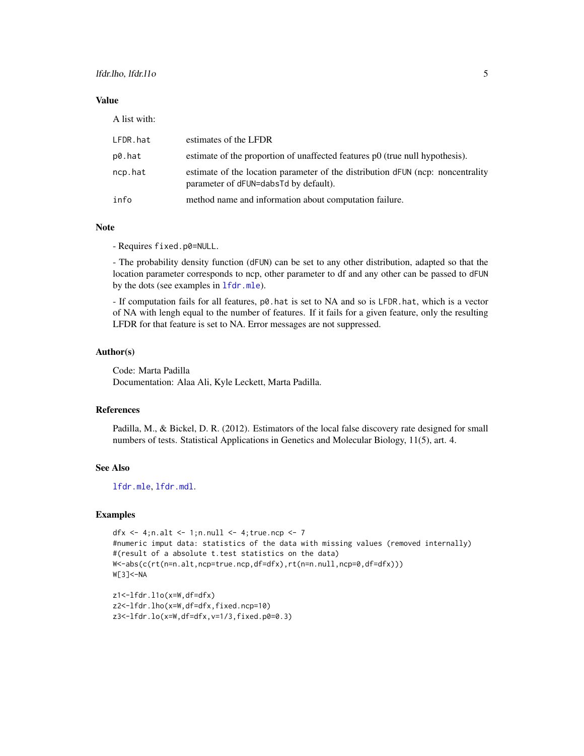### Value

A list with:

| | |
|---|---|
| `LFDR.hat` | estimates of the LFDR |
| `p0.hat` | estimate of the proportion of unaffected features p0 (true null hypothesis). |
| `ncp.hat` | estimate of the location parameter of the distribution `dFUN` (ncp: noncentrality parameter of `dFUN=dabsTd` by default). |
| `info` | method name and information about computation failure. |

### Note

- Requires `fixed.p0=NULL`.

- The probability density function (`dFUN`) can be set to any other distribution, adapted so that the location parameter corresponds to ncp, other parameter to df and any other can be passed to `dFUN` by the dots (see examples in `lfdr.mle`).

- If computation fails for all features, `p0.hat` is set to NA and so is `LFDR.hat`, which is a vector of NA with lengh equal to the number of features. If it fails for a given feature, only the resulting LFDR for that feature is set to NA. Error messages are not suppressed.

### Author(s)

Code: Marta Padilla
Documentation: Alaa Ali, Kyle Leckett, Marta Padilla.

### References

Padilla, M., & Bickel, D. R. (2012). Estimators of the local false discovery rate designed for small numbers of tests. Statistical Applications in Genetics and Molecular Biology, 11(5), art. 4.

### See Also

`lfdr.mle`, `lfdr.mdl`.

### Examples

```
dfx <- 4;n.alt <- 1;n.null <- 4;true.ncp <- 7
#numeric imput data: statistics of the data with missing values (removed internally)
#(result of a absolute t.test statistics on the data)
W<-abs(c(rt(n=n.alt,ncp=true.ncp,df=dfx),rt(n=n.null,ncp=0,df=dfx)))
W[3]<-NA

z1<-lfdr.l1o(x=W,df=dfx)
z2<-lfdr.lho(x=W,df=dfx,fixed.ncp=10)
z3<-lfdr.lo(x=W,df=dfx,v=1/3,fixed.p0=0.3)
```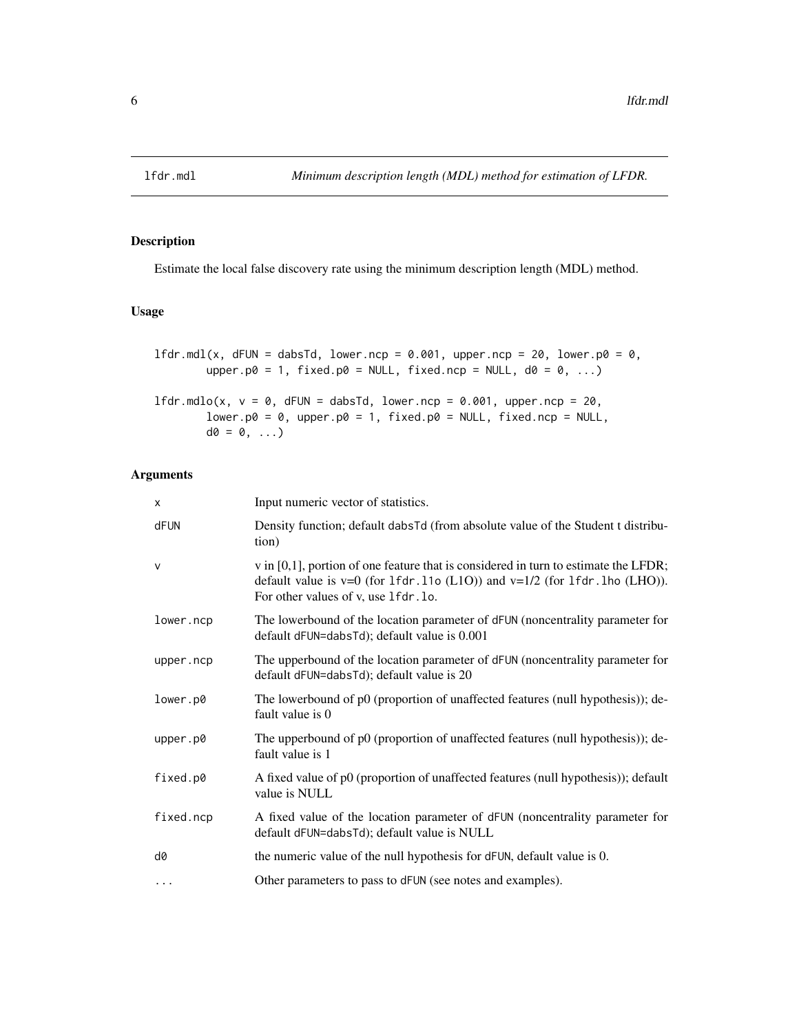lfdr.mdl *Minimum description length (MDL) method for estimation of LFDR.*

## Description

Estimate the local false discovery rate using the minimum description length (MDL) method.

## Usage

```
lfdr.mdl(x, dFUN = dabsTd, lower.ncp = 0.001, upper.ncp = 20, lower.p0 = 0,
        upper.p0 = 1, fixed.p0 = NULL, fixed.ncp = NULL, d0 = 0, ...)

lfdr.mdlo(x, v = 0, dFUN = dabsTd, lower.ncp = 0.001, upper.ncp = 20,
        lower.p0 = 0, upper.p0 = 1, fixed.p0 = NULL, fixed.ncp = NULL,
        d0 = 0, ...)
```

## Arguments

| | |
|---|---|
| x | Input numeric vector of statistics. |
| dFUN | Density function; default dabsTd (from absolute value of the Student t distribution) |
| v | v in [0,1], portion of one feature that is considered in turn to estimate the LFDR; default value is v=0 (for lfdr.l1o (L1O)) and v=1/2 (for lfdr.lho (LHO)). For other values of v, use lfdr.lo. |
| lower.ncp | The lowerbound of the location parameter of dFUN (noncentrality parameter for default dFUN=dabsTd); default value is 0.001 |
| upper.ncp | The upperbound of the location parameter of dFUN (noncentrality parameter for default dFUN=dabsTd); default value is 20 |
| lower.p0 | The lowerbound of p0 (proportion of unaffected features (null hypothesis)); default value is 0 |
| upper.p0 | The upperbound of p0 (proportion of unaffected features (null hypothesis)); default value is 1 |
| fixed.p0 | A fixed value of p0 (proportion of unaffected features (null hypothesis)); default value is NULL |
| fixed.ncp | A fixed value of the location parameter of dFUN (noncentrality parameter for default dFUN=dabsTd); default value is NULL |
| d0 | the numeric value of the null hypothesis for dFUN, default value is 0. |
| ... | Other parameters to pass to dFUN (see notes and examples). |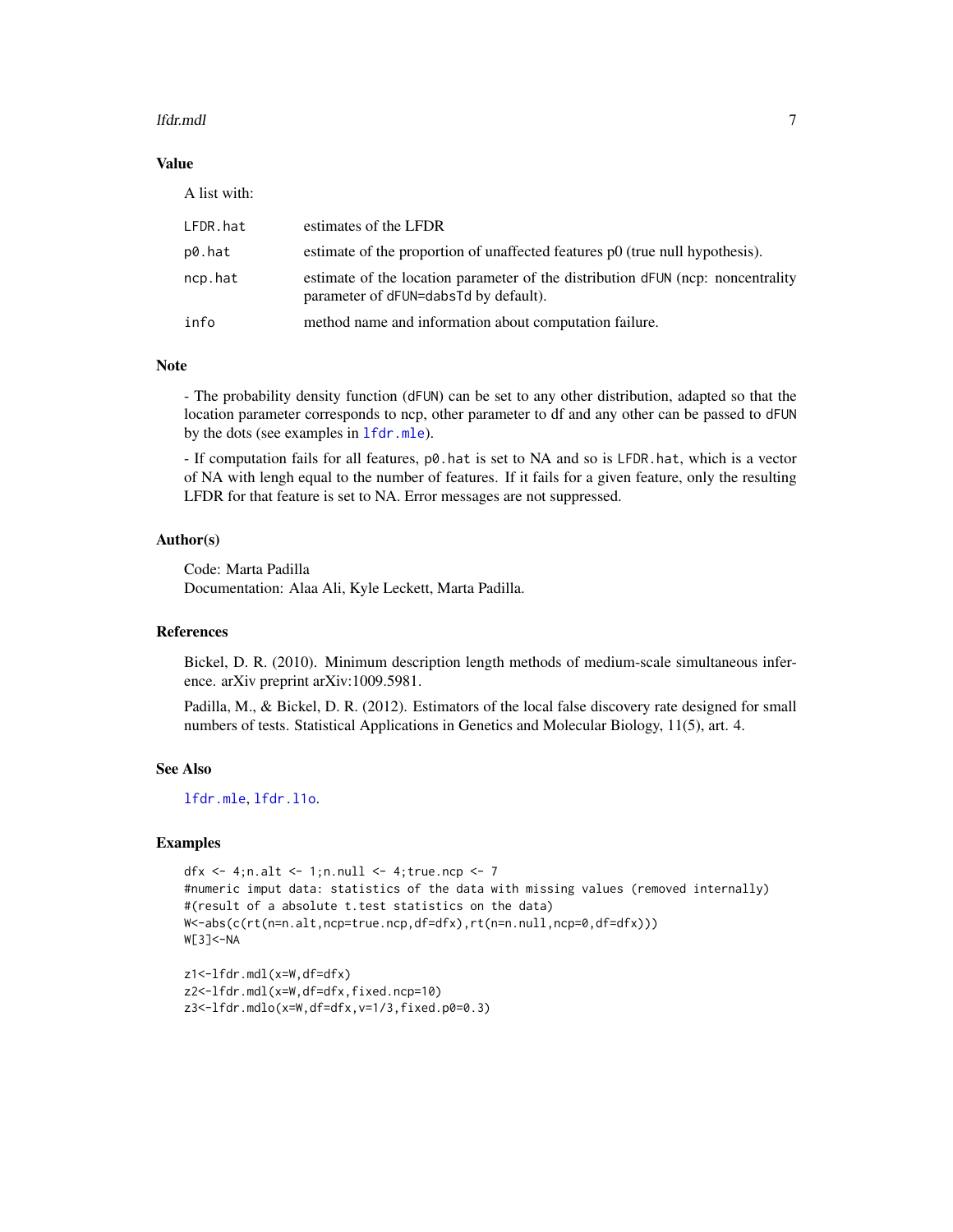## Value

A list with:

| | |
|---|---|
| LFDR.hat | estimates of the LFDR |
| p0.hat | estimate of the proportion of unaffected features p0 (true null hypothesis). |
| ncp.hat | estimate of the location parameter of the distribution dFUN (ncp: noncentrality parameter of dFUN=dabsTd by default). |
| info | method name and information about computation failure. |

## Note

- The probability density function (dFUN) can be set to any other distribution, adapted so that the location parameter corresponds to ncp, other parameter to df and any other can be passed to dFUN by the dots (see examples in lfdr.mle).

- If computation fails for all features, p0.hat is set to NA and so is LFDR.hat, which is a vector of NA with lengh equal to the number of features. If it fails for a given feature, only the resulting LFDR for that feature is set to NA. Error messages are not suppressed.

## Author(s)

Code: Marta Padilla
Documentation: Alaa Ali, Kyle Leckett, Marta Padilla.

## References

Bickel, D. R. (2010). Minimum description length methods of medium-scale simultaneous inference. arXiv preprint arXiv:1009.5981.

Padilla, M., & Bickel, D. R. (2012). Estimators of the local false discovery rate designed for small numbers of tests. Statistical Applications in Genetics and Molecular Biology, 11(5), art. 4.

## See Also

lfdr.mle, lfdr.l1o.

## Examples

```
dfx <- 4;n.alt <- 1;n.null <- 4;true.ncp <- 7
#numeric imput data: statistics of the data with missing values (removed internally)
#(result of a absolute t.test statistics on the data)
W<-abs(c(rt(n=n.alt,ncp=true.ncp,df=dfx),rt(n=n.null,ncp=0,df=dfx)))
W[3]<-NA

z1<-lfdr.mdl(x=W,df=dfx)
z2<-lfdr.mdl(x=W,df=dfx,fixed.ncp=10)
z3<-lfdr.mdlo(x=W,df=dfx,v=1/3,fixed.p0=0.3)
```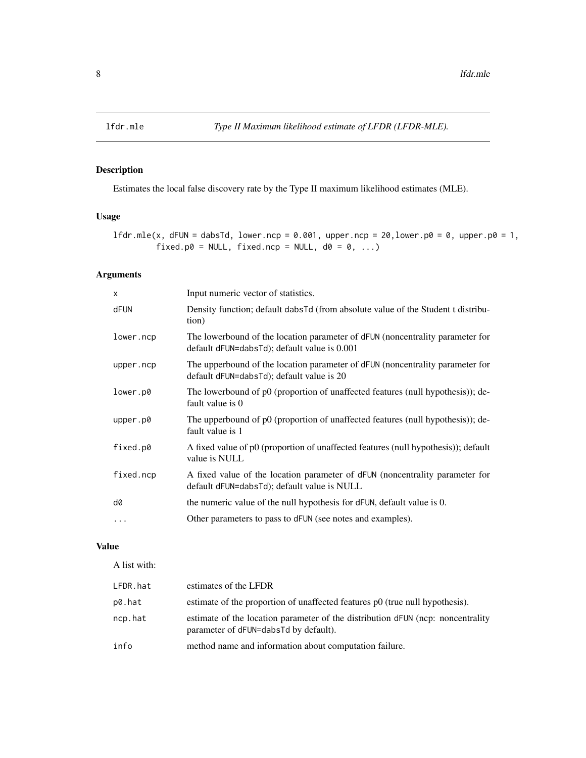lfdr.mle *Type II Maximum likelihood estimate of LFDR (LFDR-MLE).*

## Description

Estimates the local false discovery rate by the Type II maximum likelihood estimates (MLE).

## Usage

```
lfdr.mle(x, dFUN = dabsTd, lower.ncp = 0.001, upper.ncp = 20,lower.p0 = 0, upper.p0 = 1,
         fixed.p0 = NULL, fixed.ncp = NULL, d0 = 0, ...)
```

## Arguments

| | |
|---|---|
| x | Input numeric vector of statistics. |
| dFUN | Density function; default dabsTd (from absolute value of the Student t distribution) |
| lower.ncp | The lowerbound of the location parameter of dFUN (noncentrality parameter for default dFUN=dabsTd); default value is 0.001 |
| upper.ncp | The upperbound of the location parameter of dFUN (noncentrality parameter for default dFUN=dabsTd); default value is 20 |
| lower.p0 | The lowerbound of p0 (proportion of unaffected features (null hypothesis)); default value is 0 |
| upper.p0 | The upperbound of p0 (proportion of unaffected features (null hypothesis)); default value is 1 |
| fixed.p0 | A fixed value of p0 (proportion of unaffected features (null hypothesis)); default value is NULL |
| fixed.ncp | A fixed value of the location parameter of dFUN (noncentrality parameter for default dFUN=dabsTd); default value is NULL |
| d0 | the numeric value of the null hypothesis for dFUN, default value is 0. |
| ... | Other parameters to pass to dFUN (see notes and examples). |

## Value

A list with:

| | |
|---|---|
| LFDR.hat | estimates of the LFDR |
| p0.hat | estimate of the proportion of unaffected features p0 (true null hypothesis). |
| ncp.hat | estimate of the location parameter of the distribution dFUN (ncp: noncentrality parameter of dFUN=dabsTd by default). |
| info | method name and information about computation failure. |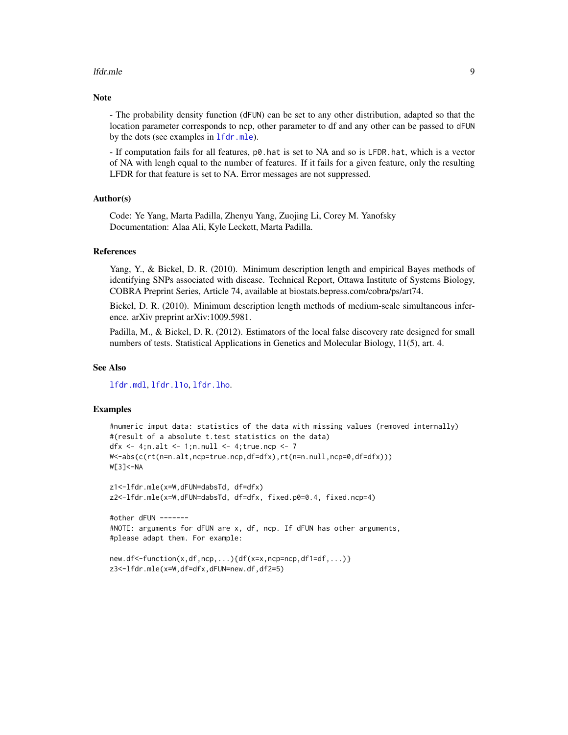## Note

- The probability density function (dFUN) can be set to any other distribution, adapted so that the location parameter corresponds to ncp, other parameter to df and any other can be passed to dFUN by the dots (see examples in lfdr.mle).

- If computation fails for all features, p0.hat is set to NA and so is LFDR.hat, which is a vector of NA with lengh equal to the number of features. If it fails for a given feature, only the resulting LFDR for that feature is set to NA. Error messages are not suppressed.

## Author(s)

Code: Ye Yang, Marta Padilla, Zhenyu Yang, Zuojing Li, Corey M. Yanofsky
Documentation: Alaa Ali, Kyle Leckett, Marta Padilla.

## References

Yang, Y., & Bickel, D. R. (2010). Minimum description length and empirical Bayes methods of identifying SNPs associated with disease. Technical Report, Ottawa Institute of Systems Biology, COBRA Preprint Series, Article 74, available at biostats.bepress.com/cobra/ps/art74.

Bickel, D. R. (2010). Minimum description length methods of medium-scale simultaneous inference. arXiv preprint arXiv:1009.5981.

Padilla, M., & Bickel, D. R. (2012). Estimators of the local false discovery rate designed for small numbers of tests. Statistical Applications in Genetics and Molecular Biology, 11(5), art. 4.

## See Also

lfdr.mdl, lfdr.l1o, lfdr.lho.

## Examples

```
#numeric imput data: statistics of the data with missing values (removed internally)
#(result of a absolute t.test statistics on the data)
dfx <- 4;n.alt <- 1;n.null <- 4;true.ncp <- 7
W<-abs(c(rt(n=n.alt,ncp=true.ncp,df=dfx),rt(n=n.null,ncp=0,df=dfx)))
W[3]<-NA

z1<-lfdr.mle(x=W,dFUN=dabsTd, df=dfx)
z2<-lfdr.mle(x=W,dFUN=dabsTd, df=dfx, fixed.p0=0.4, fixed.ncp=4)

#other dFUN -------
#NOTE: arguments for dFUN are x, df, ncp. If dFUN has other arguments,
#please adapt them. For example:

new.df<-function(x,df,ncp,...){df(x=x,ncp=ncp,df1=df,...)}
z3<-lfdr.mle(x=W,df=dfx,dFUN=new.df,df2=5)
```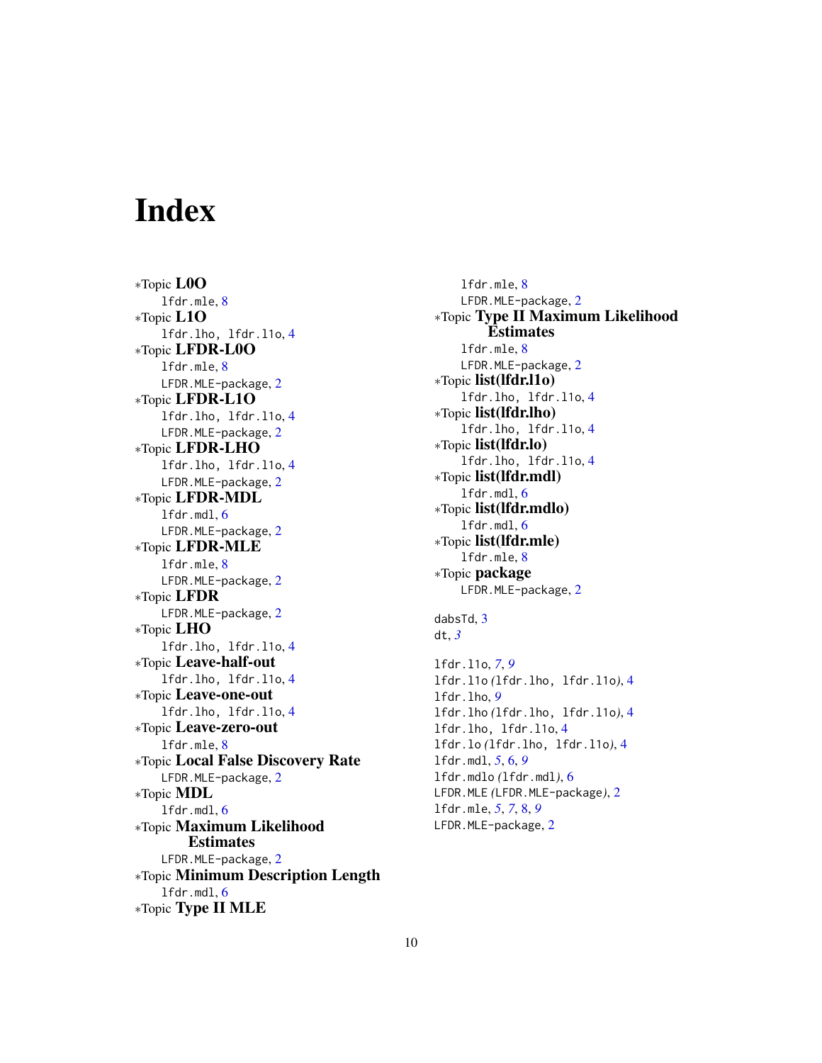# Index

*Topic **L0O**
  lfdr.mle, 8

*Topic **L1O**
  lfdr.lho, lfdr.l1o, 4

*Topic **LFDR-L0O**
  lfdr.mle, 8
  LFDR.MLE-package, 2

*Topic **LFDR-L1O**
  lfdr.lho, lfdr.l1o, 4
  LFDR.MLE-package, 2

*Topic **LFDR-LHO**
  lfdr.lho, lfdr.l1o, 4
  LFDR.MLE-package, 2

*Topic **LFDR-MDL**
  lfdr.mdl, 6
  LFDR.MLE-package, 2

*Topic **LFDR-MLE**
  lfdr.mle, 8
  LFDR.MLE-package, 2

*Topic **LFDR**
  LFDR.MLE-package, 2

*Topic **LHO**
  lfdr.lho, lfdr.l1o, 4

*Topic **Leave-half-out**
  lfdr.lho, lfdr.l1o, 4

*Topic **Leave-one-out**
  lfdr.lho, lfdr.l1o, 4

*Topic **Leave-zero-out**
  lfdr.mle, 8

*Topic **Local False Discovery Rate**
  LFDR.MLE-package, 2

*Topic **MDL**
  lfdr.mdl, 6

*Topic **Maximum Likelihood Estimates**
  LFDR.MLE-package, 2

*Topic **Minimum Description Length**
  lfdr.mdl, 6

*Topic **Type II MLE**
  lfdr.mle, 8
  LFDR.MLE-package, 2

*Topic **Type II Maximum Likelihood Estimates**
  lfdr.mle, 8
  LFDR.MLE-package, 2

*Topic **list(lfdr.l1o)**
  lfdr.lho, lfdr.l1o, 4

*Topic **list(lfdr.lho)**
  lfdr.lho, lfdr.l1o, 4

*Topic **list(lfdr.lo)**
  lfdr.lho, lfdr.l1o, 4

*Topic **list(lfdr.mdl)**
  lfdr.mdl, 6

*Topic **list(lfdr.mdlo)**
  lfdr.mdl, 6

*Topic **list(lfdr.mle)**
  lfdr.mle, 8

*Topic **package**
  LFDR.MLE-package, 2

dabsTd, 3
dt, *3*

lfdr.l1o, *7*, *9*
lfdr.l1o *(*lfdr.lho, lfdr.l1o*)*, 4
lfdr.lho, *9*
lfdr.lho *(*lfdr.lho, lfdr.l1o*)*, 4
lfdr.lho, lfdr.l1o, 4
lfdr.lo *(*lfdr.lho, lfdr.l1o*)*, 4
lfdr.mdl, *5*, 6, *9*
lfdr.mdlo *(*lfdr.mdl*)*, 6
LFDR.MLE *(*LFDR.MLE-package*)*, 2
lfdr.mle, *5*, *7*, 8, *9*
LFDR.MLE-package, 2